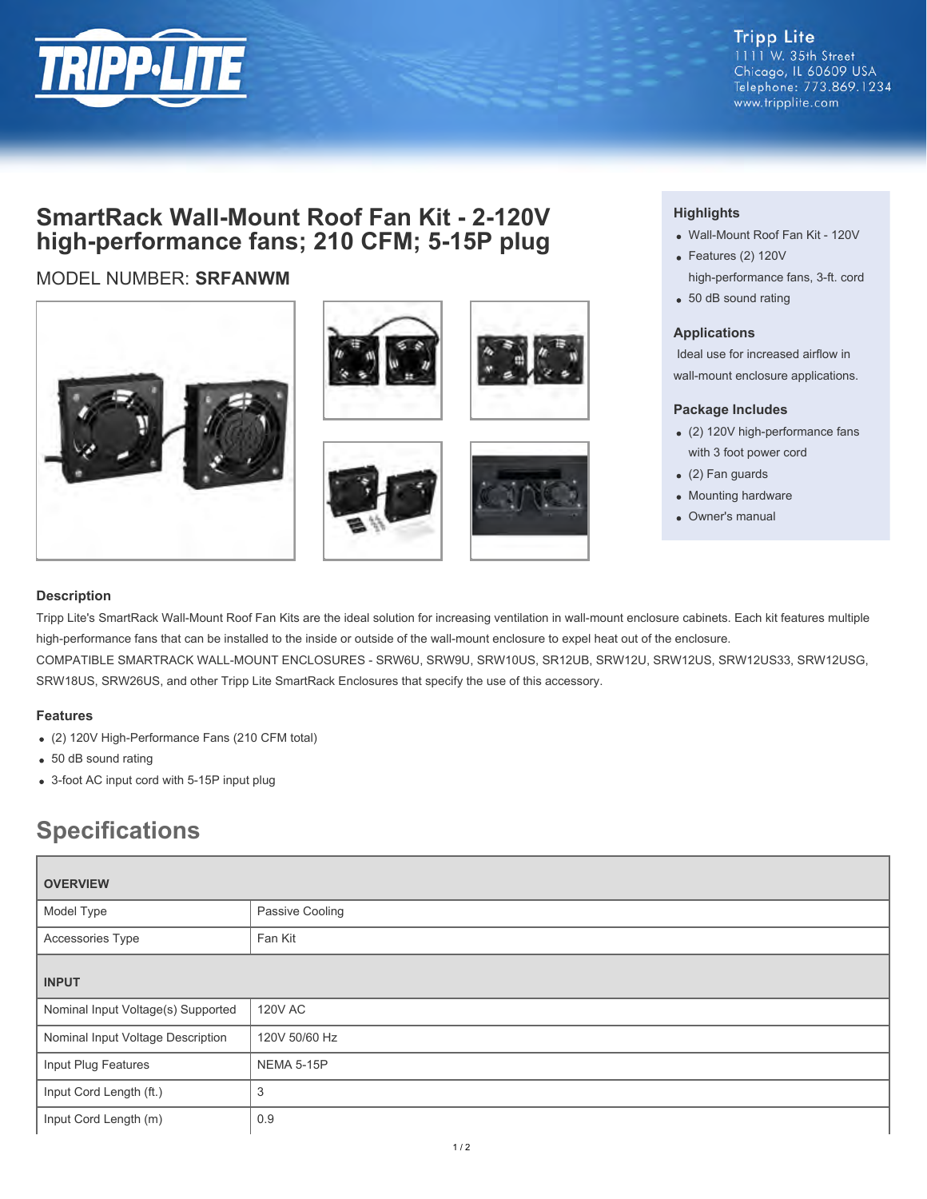Tripp Lite
1111 W. 35th Street
Chicago, IL 60609 USA
Telephone: 773.869.1234
www.tripplite.com

# SmartRack Wall-Mount Roof Fan Kit - 2-120V high-performance fans; 210 CFM; 5-15P plug

MODEL NUMBER: **SRFANWM**

### Highlights

- Wall-Mount Roof Fan Kit - 120V
- Features (2) 120V high-performance fans, 3-ft. cord
- 50 dB sound rating

### Applications

Ideal use for increased airflow in wall-mount enclosure applications.

### Package Includes

- (2) 120V high-performance fans with 3 foot power cord
- (2) Fan guards
- Mounting hardware
- Owner's manual

### Description

Tripp Lite's SmartRack Wall-Mount Roof Fan Kits are the ideal solution for increasing ventilation in wall-mount enclosure cabinets. Each kit features multiple high-performance fans that can be installed to the inside or outside of the wall-mount enclosure to expel heat out of the enclosure.
COMPATIBLE SMARTRACK WALL-MOUNT ENCLOSURES - SRW6U, SRW9U, SRW10US, SR12UB, SRW12U, SRW12US, SRW12US33, SRW12USG, SRW18US, SRW26US, and other Tripp Lite SmartRack Enclosures that specify the use of this accessory.

### Features

- (2) 120V High-Performance Fans (210 CFM total)
- 50 dB sound rating
- 3-foot AC input cord with 5-15P input plug

## Specifications

| **OVERVIEW** | |
|---|---|
| Model Type | Passive Cooling |
| Accessories Type | Fan Kit |
| **INPUT** | |
| Nominal Input Voltage(s) Supported | 120V AC |
| Nominal Input Voltage Description | 120V 50/60 Hz |
| Input Plug Features | NEMA 5-15P |
| Input Cord Length (ft.) | 3 |
| Input Cord Length (m) | 0.9 |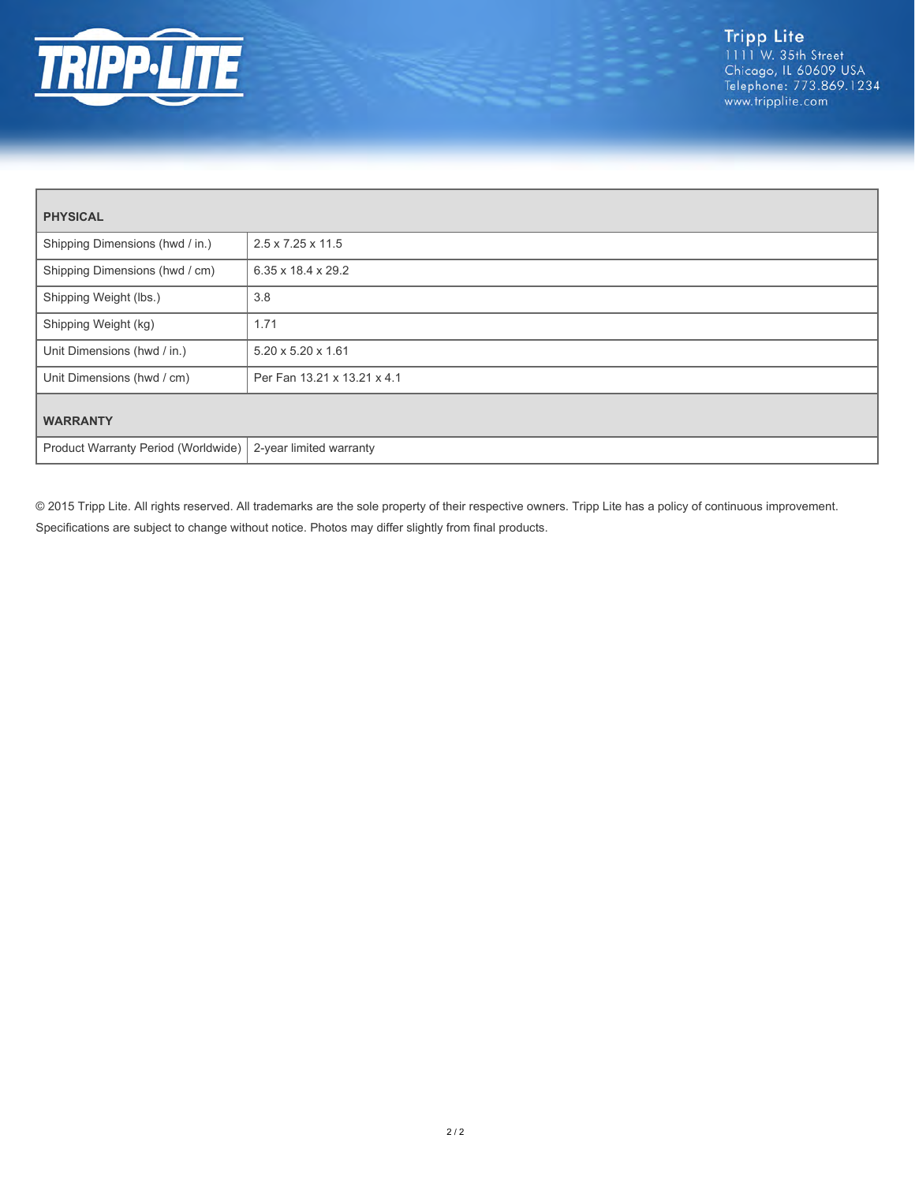| | |
|---|---|
| **PHYSICAL** | |
| Shipping Dimensions (hwd / in.) | 2.5 x 7.25 x 11.5 |
| Shipping Dimensions (hwd / cm) | 6.35 x 18.4 x 29.2 |
| Shipping Weight (lbs.) | 3.8 |
| Shipping Weight (kg) | 1.71 |
| Unit Dimensions (hwd / in.) | 5.20 x 5.20 x 1.61 |
| Unit Dimensions (hwd / cm) | Per Fan 13.21 x 13.21 x 4.1 |
| **WARRANTY** | |
| Product Warranty Period (Worldwide) | 2-year limited warranty |

© 2015 Tripp Lite. All rights reserved. All trademarks are the sole property of their respective owners. Tripp Lite has a policy of continuous improvement. Specifications are subject to change without notice. Photos may differ slightly from final products.